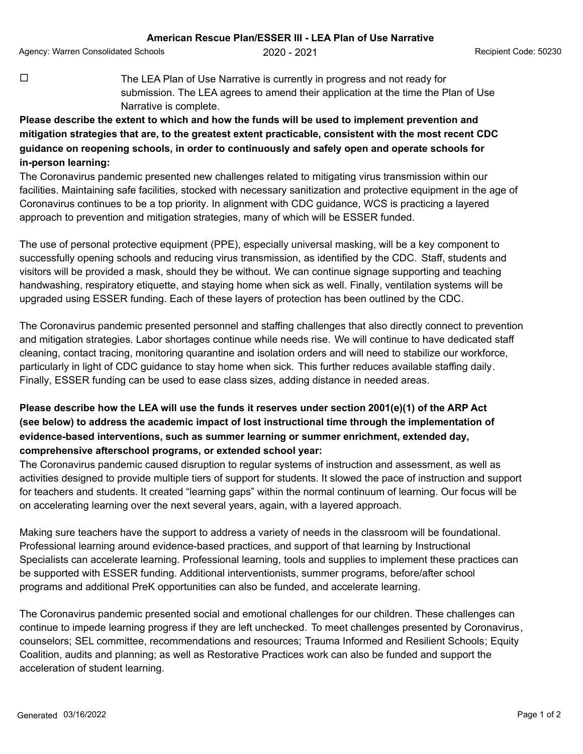**American Rescue Plan/ESSER III - LEA Plan of Use Narrative**

Agency: Warren Consolidated Schools    2020 - 2021    Recipient Code: 50230

☐ The LEA Plan of Use Narrative is currently in progress and not ready for submission. The LEA agrees to amend their application at the time the Plan of Use Narrative is complete.

**Please describe the extent to which and how the funds will be used to implement prevention and mitigation strategies that are, to the greatest extent practicable, consistent with the most recent CDC guidance on reopening schools, in order to continuously and safely open and operate schools for in-person learning:**

The Coronavirus pandemic presented new challenges related to mitigating virus transmission within our facilities. Maintaining safe facilities, stocked with necessary sanitization and protective equipment in the age of Coronavirus continues to be a top priority. In alignment with CDC guidance, WCS is practicing a layered approach to prevention and mitigation strategies, many of which will be ESSER funded.

The use of personal protective equipment (PPE), especially universal masking, will be a key component to successfully opening schools and reducing virus transmission, as identified by the CDC. Staff, students and visitors will be provided a mask, should they be without. We can continue signage supporting and teaching handwashing, respiratory etiquette, and staying home when sick as well. Finally, ventilation systems will be upgraded using ESSER funding. Each of these layers of protection has been outlined by the CDC.

The Coronavirus pandemic presented personnel and staffing challenges that also directly connect to prevention and mitigation strategies. Labor shortages continue while needs rise. We will continue to have dedicated staff cleaning, contact tracing, monitoring quarantine and isolation orders and will need to stabilize our workforce, particularly in light of CDC guidance to stay home when sick. This further reduces available staffing daily. Finally, ESSER funding can be used to ease class sizes, adding distance in needed areas.

**Please describe how the LEA will use the funds it reserves under section 2001(e)(1) of the ARP Act (see below) to address the academic impact of lost instructional time through the implementation of evidence-based interventions, such as summer learning or summer enrichment, extended day, comprehensive afterschool programs, or extended school year:**

The Coronavirus pandemic caused disruption to regular systems of instruction and assessment, as well as activities designed to provide multiple tiers of support for students. It slowed the pace of instruction and support for teachers and students. It created "learning gaps" within the normal continuum of learning. Our focus will be on accelerating learning over the next several years, again, with a layered approach.

Making sure teachers have the support to address a variety of needs in the classroom will be foundational. Professional learning around evidence-based practices, and support of that learning by Instructional Specialists can accelerate learning. Professional learning, tools and supplies to implement these practices can be supported with ESSER funding. Additional interventionists, summer programs, before/after school programs and additional PreK opportunities can also be funded, and accelerate learning.

The Coronavirus pandemic presented social and emotional challenges for our children. These challenges can continue to impede learning progress if they are left unchecked. To meet challenges presented by Coronavirus, counselors; SEL committee, recommendations and resources; Trauma Informed and Resilient Schools; Equity Coalition, audits and planning; as well as Restorative Practices work can also be funded and support the acceleration of student learning.

Generated 03/16/2022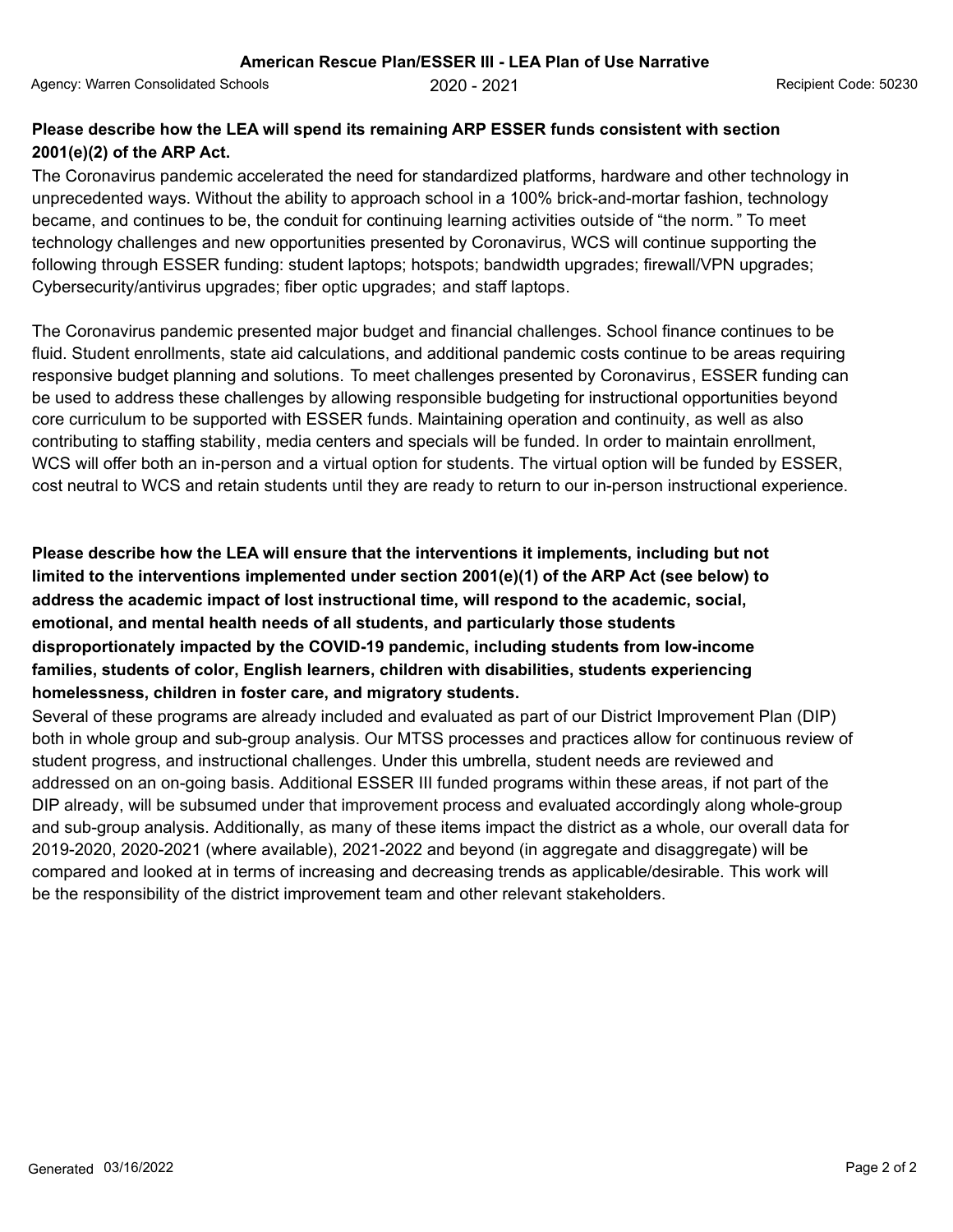**Please describe how the LEA will spend its remaining ARP ESSER funds consistent with section 2001(e)(2) of the ARP Act.**

The Coronavirus pandemic accelerated the need for standardized platforms, hardware and other technology in unprecedented ways. Without the ability to approach school in a 100% brick-and-mortar fashion, technology became, and continues to be, the conduit for continuing learning activities outside of "the norm." To meet technology challenges and new opportunities presented by Coronavirus, WCS will continue supporting the following through ESSER funding: student laptops; hotspots; bandwidth upgrades; firewall/VPN upgrades; Cybersecurity/antivirus upgrades; fiber optic upgrades; and staff laptops.

The Coronavirus pandemic presented major budget and financial challenges. School finance continues to be fluid. Student enrollments, state aid calculations, and additional pandemic costs continue to be areas requiring responsive budget planning and solutions. To meet challenges presented by Coronavirus, ESSER funding can be used to address these challenges by allowing responsible budgeting for instructional opportunities beyond core curriculum to be supported with ESSER funds. Maintaining operation and continuity, as well as also contributing to staffing stability, media centers and specials will be funded. In order to maintain enrollment, WCS will offer both an in-person and a virtual option for students. The virtual option will be funded by ESSER, cost neutral to WCS and retain students until they are ready to return to our in-person instructional experience.

**Please describe how the LEA will ensure that the interventions it implements, including but not limited to the interventions implemented under section 2001(e)(1) of the ARP Act (see below) to address the academic impact of lost instructional time, will respond to the academic, social, emotional, and mental health needs of all students, and particularly those students disproportionately impacted by the COVID-19 pandemic, including students from low-income families, students of color, English learners, children with disabilities, students experiencing homelessness, children in foster care, and migratory students.**

Several of these programs are already included and evaluated as part of our District Improvement Plan (DIP) both in whole group and sub-group analysis. Our MTSS processes and practices allow for continuous review of student progress, and instructional challenges. Under this umbrella, student needs are reviewed and addressed on an on-going basis. Additional ESSER III funded programs within these areas, if not part of the DIP already, will be subsumed under that improvement process and evaluated accordingly along whole-group and sub-group analysis. Additionally, as many of these items impact the district as a whole, our overall data for 2019-2020, 2020-2021 (where available), 2021-2022 and beyond (in aggregate and disaggregate) will be compared and looked at in terms of increasing and decreasing trends as applicable/desirable. This work will be the responsibility of the district improvement team and other relevant stakeholders.